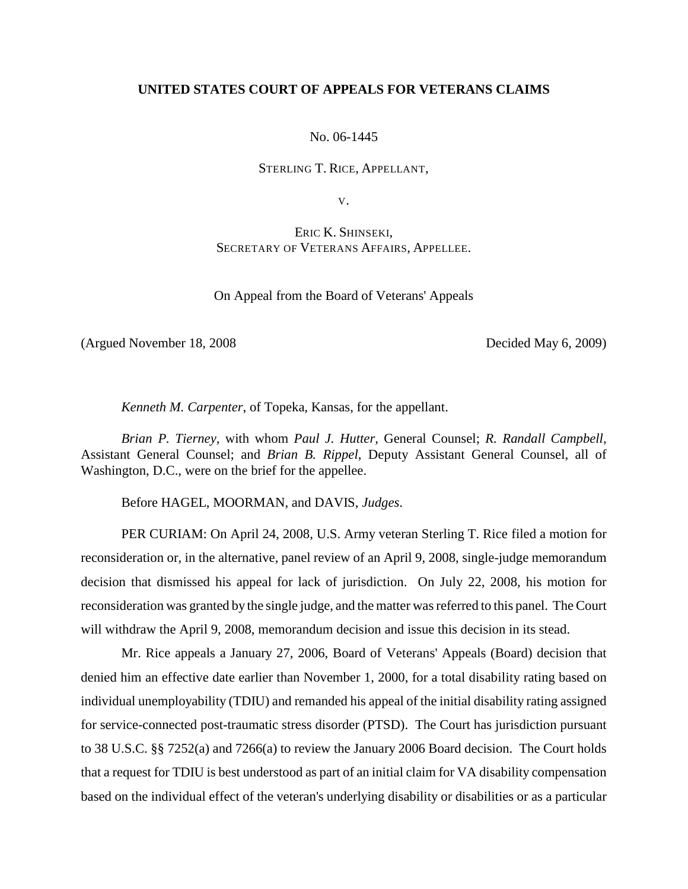**UNITED STATES COURT OF APPEALS FOR VETERANS CLAIMS**

No. 06-1445

STERLING T. RICE, APPELLANT,

V.

ERIC K. SHINSEKI,
SECRETARY OF VETERANS AFFAIRS, APPELLEE.

On Appeal from the Board of Veterans' Appeals

(Argued November 18, 2008 Decided May 6, 2009)

*Kenneth M. Carpenter*, of Topeka, Kansas, for the appellant.

*Brian P. Tierney*, with whom *Paul J. Hutter,* General Counsel; *R. Randall Campbell*, Assistant General Counsel; and *Brian B. Rippel*, Deputy Assistant General Counsel, all of Washington, D.C., were on the brief for the appellee.

Before HAGEL, MOORMAN, and DAVIS, *Judges*.

PER CURIAM: On April 24, 2008, U.S. Army veteran Sterling T. Rice filed a motion for reconsideration or, in the alternative, panel review of an April 9, 2008, single-judge memorandum decision that dismissed his appeal for lack of jurisdiction. On July 22, 2008, his motion for reconsideration was granted by the single judge, and the matter was referred to this panel. The Court will withdraw the April 9, 2008, memorandum decision and issue this decision in its stead.

Mr. Rice appeals a January 27, 2006, Board of Veterans' Appeals (Board) decision that denied him an effective date earlier than November 1, 2000, for a total disability rating based on individual unemployability (TDIU) and remanded his appeal of the initial disability rating assigned for service-connected post-traumatic stress disorder (PTSD). The Court has jurisdiction pursuant to 38 U.S.C. §§ 7252(a) and 7266(a) to review the January 2006 Board decision. The Court holds that a request for TDIU is best understood as part of an initial claim for VA disability compensation based on the individual effect of the veteran's underlying disability or disabilities or as a particular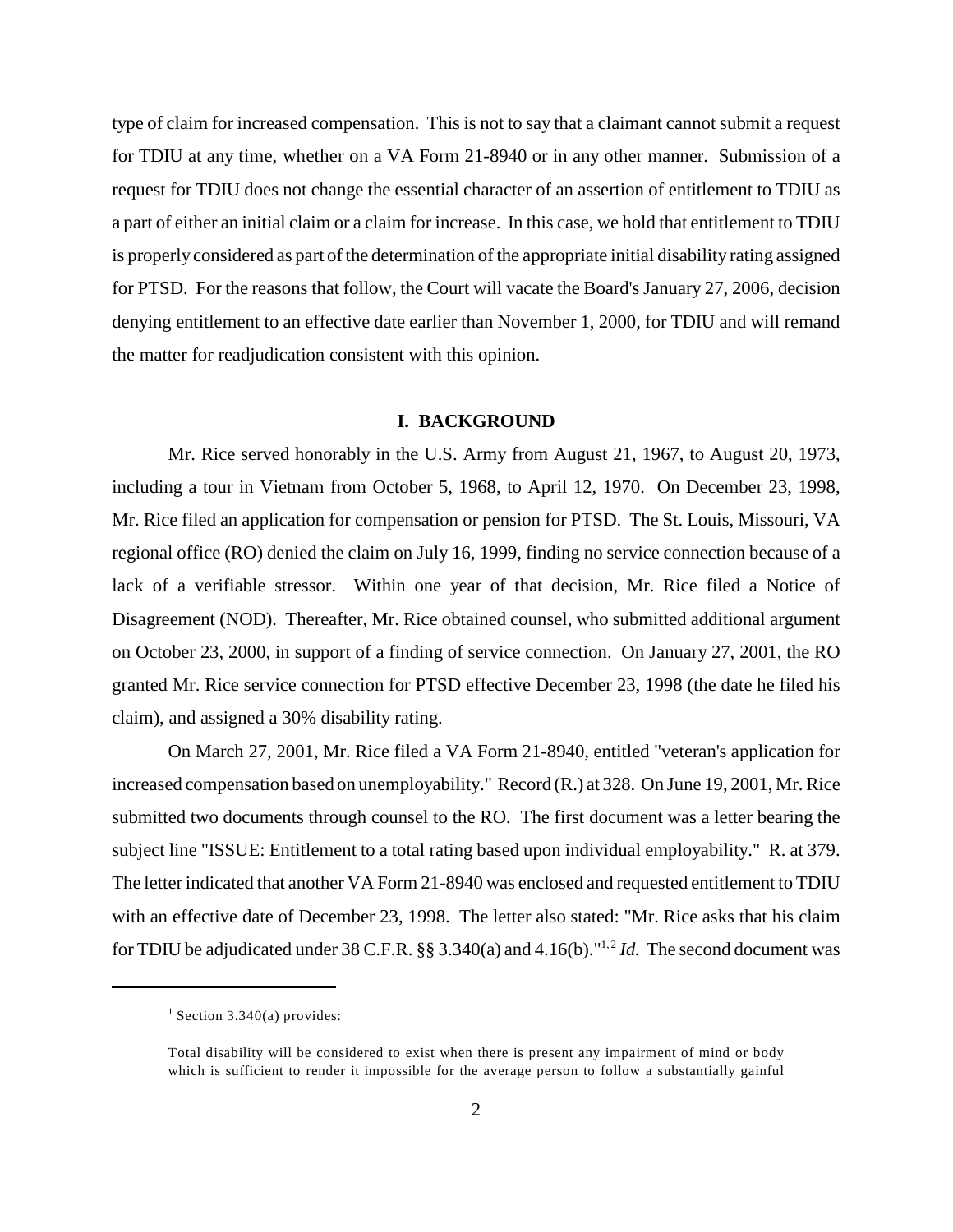type of claim for increased compensation. This is not to say that a claimant cannot submit a request for TDIU at any time, whether on a VA Form 21-8940 or in any other manner. Submission of a request for TDIU does not change the essential character of an assertion of entitlement to TDIU as a part of either an initial claim or a claim for increase. In this case, we hold that entitlement to TDIU is properly considered as part of the determination of the appropriate initial disability rating assigned for PTSD. For the reasons that follow, the Court will vacate the Board's January 27, 2006, decision denying entitlement to an effective date earlier than November 1, 2000, for TDIU and will remand the matter for readjudication consistent with this opinion.

## I. BACKGROUND

Mr. Rice served honorably in the U.S. Army from August 21, 1967, to August 20, 1973, including a tour in Vietnam from October 5, 1968, to April 12, 1970. On December 23, 1998, Mr. Rice filed an application for compensation or pension for PTSD. The St. Louis, Missouri, VA regional office (RO) denied the claim on July 16, 1999, finding no service connection because of a lack of a verifiable stressor. Within one year of that decision, Mr. Rice filed a Notice of Disagreement (NOD). Thereafter, Mr. Rice obtained counsel, who submitted additional argument on October 23, 2000, in support of a finding of service connection. On January 27, 2001, the RO granted Mr. Rice service connection for PTSD effective December 23, 1998 (the date he filed his claim), and assigned a 30% disability rating.

On March 27, 2001, Mr. Rice filed a VA Form 21-8940, entitled "veteran's application for increased compensation based on unemployability." Record (R.) at 328. On June 19, 2001, Mr. Rice submitted two documents through counsel to the RO. The first document was a letter bearing the subject line "ISSUE: Entitlement to a total rating based upon individual employability." R. at 379. The letter indicated that another VA Form 21-8940 was enclosed and requested entitlement to TDIU with an effective date of December 23, 1998. The letter also stated: "Mr. Rice asks that his claim for TDIU be adjudicated under 38 C.F.R. §§ 3.340(a) and 4.16(b)."[1,2] *Id.* The second document was

[1] Section 3.340(a) provides:

Total disability will be considered to exist when there is present any impairment of mind or body which is sufficient to render it impossible for the average person to follow a substantially gainful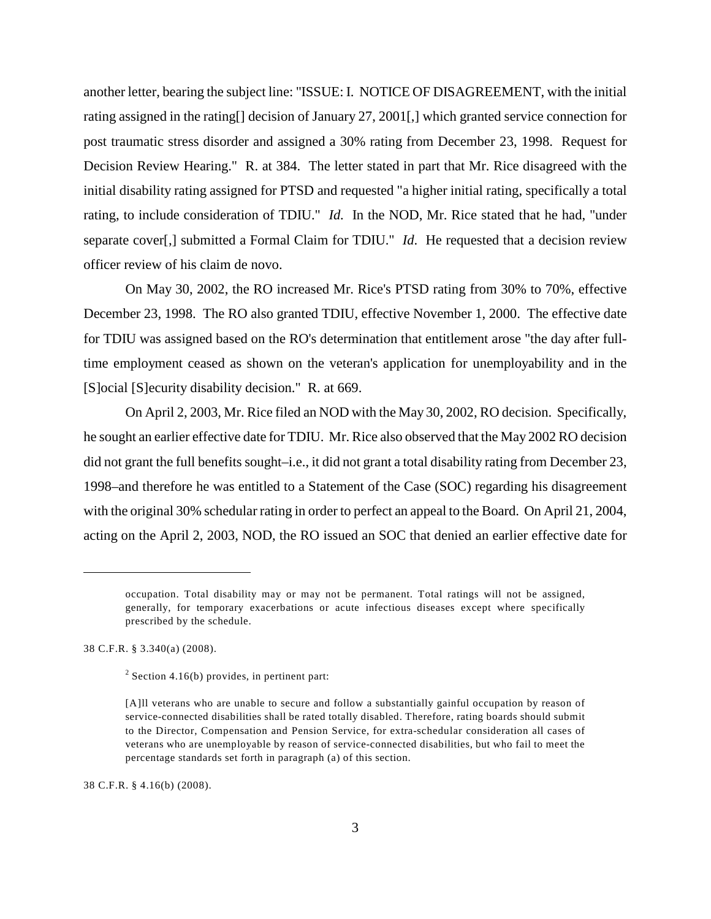another letter, bearing the subject line: "ISSUE: I. NOTICE OF DISAGREEMENT, with the initial rating assigned in the rating[] decision of January 27, 2001[,] which granted service connection for post traumatic stress disorder and assigned a 30% rating from December 23, 1998. Request for Decision Review Hearing." R. at 384. The letter stated in part that Mr. Rice disagreed with the initial disability rating assigned for PTSD and requested "a higher initial rating, specifically a total rating, to include consideration of TDIU." *Id.* In the NOD, Mr. Rice stated that he had, "under separate cover[,] submitted a Formal Claim for TDIU." *Id.* He requested that a decision review officer review of his claim de novo.

On May 30, 2002, the RO increased Mr. Rice's PTSD rating from 30% to 70%, effective December 23, 1998. The RO also granted TDIU, effective November 1, 2000. The effective date for TDIU was assigned based on the RO's determination that entitlement arose "the day after full-time employment ceased as shown on the veteran's application for unemployability and in the [S]ocial [S]ecurity disability decision." R. at 669.

On April 2, 2003, Mr. Rice filed an NOD with the May 30, 2002, RO decision. Specifically, he sought an earlier effective date for TDIU. Mr. Rice also observed that the May 2002 RO decision did not grant the full benefits sought–i.e., it did not grant a total disability rating from December 23, 1998–and therefore he was entitled to a Statement of the Case (SOC) regarding his disagreement with the original 30% schedular rating in order to perfect an appeal to the Board. On April 21, 2004, acting on the April 2, 2003, NOD, the RO issued an SOC that denied an earlier effective date for

---

> occupation. Total disability may or may not be permanent. Total ratings will not be assigned, generally, for temporary exacerbations or acute infectious diseases except where specifically prescribed by the schedule.

38 C.F.R. § 3.340(a) (2008).

[2] Section 4.16(b) provides, in pertinent part:

> [A]ll veterans who are unable to secure and follow a substantially gainful occupation by reason of service-connected disabilities shall be rated totally disabled. Therefore, rating boards should submit to the Director, Compensation and Pension Service, for extra-schedular consideration all cases of veterans who are unemployable by reason of service-connected disabilities, but who fail to meet the percentage standards set forth in paragraph (a) of this section.

38 C.F.R. § 4.16(b) (2008).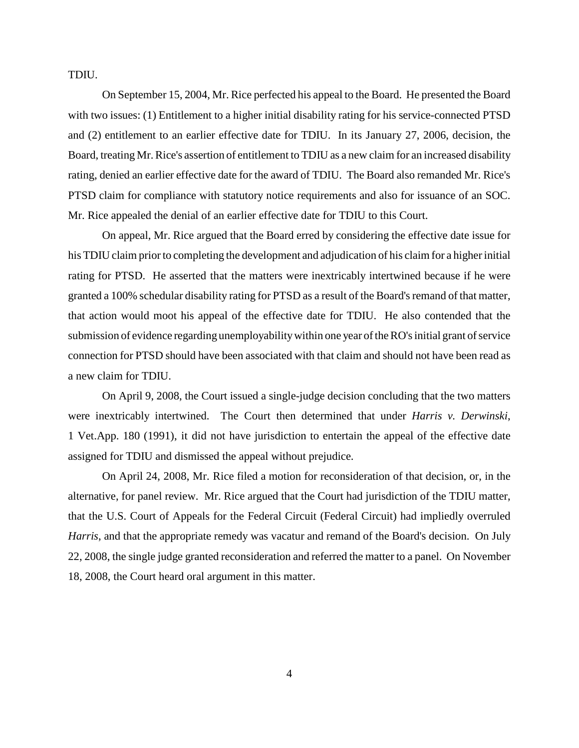TDIU.

On September 15, 2004, Mr. Rice perfected his appeal to the Board. He presented the Board with two issues: (1) Entitlement to a higher initial disability rating for his service-connected PTSD and (2) entitlement to an earlier effective date for TDIU. In its January 27, 2006, decision, the Board, treating Mr. Rice's assertion of entitlement to TDIU as a new claim for an increased disability rating, denied an earlier effective date for the award of TDIU. The Board also remanded Mr. Rice's PTSD claim for compliance with statutory notice requirements and also for issuance of an SOC. Mr. Rice appealed the denial of an earlier effective date for TDIU to this Court.

On appeal, Mr. Rice argued that the Board erred by considering the effective date issue for his TDIU claim prior to completing the development and adjudication of his claim for a higher initial rating for PTSD. He asserted that the matters were inextricably intertwined because if he were granted a 100% schedular disability rating for PTSD as a result of the Board's remand of that matter, that action would moot his appeal of the effective date for TDIU. He also contended that the submission of evidence regarding unemployability within one year of the RO's initial grant of service connection for PTSD should have been associated with that claim and should not have been read as a new claim for TDIU.

On April 9, 2008, the Court issued a single-judge decision concluding that the two matters were inextricably intertwined. The Court then determined that under *Harris v. Derwinski*, 1 Vet.App. 180 (1991), it did not have jurisdiction to entertain the appeal of the effective date assigned for TDIU and dismissed the appeal without prejudice.

On April 24, 2008, Mr. Rice filed a motion for reconsideration of that decision, or, in the alternative, for panel review. Mr. Rice argued that the Court had jurisdiction of the TDIU matter, that the U.S. Court of Appeals for the Federal Circuit (Federal Circuit) had impliedly overruled *Harris*, and that the appropriate remedy was vacatur and remand of the Board's decision. On July 22, 2008, the single judge granted reconsideration and referred the matter to a panel. On November 18, 2008, the Court heard oral argument in this matter.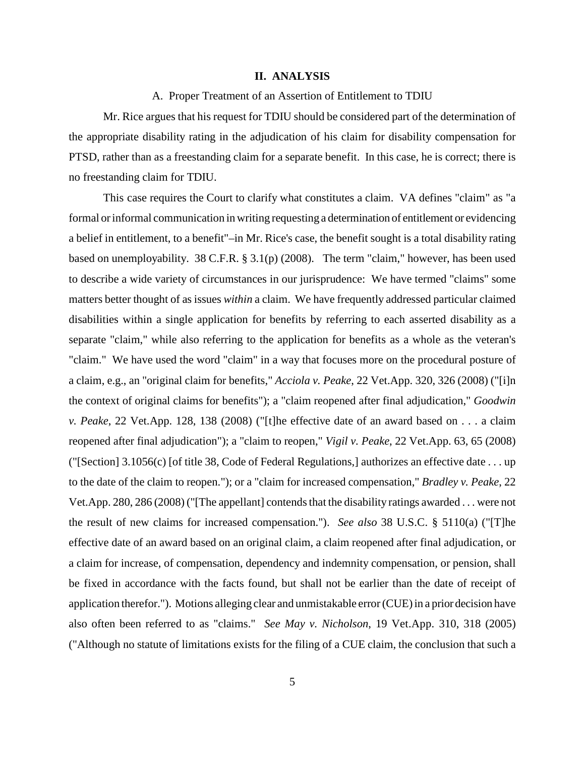## II. ANALYSIS

### A. Proper Treatment of an Assertion of Entitlement to TDIU

Mr. Rice argues that his request for TDIU should be considered part of the determination of the appropriate disability rating in the adjudication of his claim for disability compensation for PTSD, rather than as a freestanding claim for a separate benefit. In this case, he is correct; there is no freestanding claim for TDIU.

This case requires the Court to clarify what constitutes a claim. VA defines "claim" as "a formal or informal communication in writing requesting a determination of entitlement or evidencing a belief in entitlement, to a benefit"–in Mr. Rice's case, the benefit sought is a total disability rating based on unemployability. 38 C.F.R. § 3.1(p) (2008). The term "claim," however, has been used to describe a wide variety of circumstances in our jurisprudence: We have termed "claims" some matters better thought of as issues *within* a claim. We have frequently addressed particular claimed disabilities within a single application for benefits by referring to each asserted disability as a separate "claim," while also referring to the application for benefits as a whole as the veteran's "claim." We have used the word "claim" in a way that focuses more on the procedural posture of a claim, e.g., an "original claim for benefits," *Acciola v. Peake*, 22 Vet.App. 320, 326 (2008) ("[i]n the context of original claims for benefits"); a "claim reopened after final adjudication," *Goodwin v. Peake*, 22 Vet.App. 128, 138 (2008) ("[t]he effective date of an award based on . . . a claim reopened after final adjudication"); a "claim to reopen," *Vigil v. Peake*, 22 Vet.App. 63, 65 (2008) ("[Section] 3.1056(c) [of title 38, Code of Federal Regulations,] authorizes an effective date . . . up to the date of the claim to reopen."); or a "claim for increased compensation," *Bradley v. Peake*, 22 Vet.App. 280, 286 (2008) ("[The appellant] contends that the disability ratings awarded . . . were not the result of new claims for increased compensation."). *See also* 38 U.S.C. § 5110(a) ("[T]he effective date of an award based on an original claim, a claim reopened after final adjudication, or a claim for increase, of compensation, dependency and indemnity compensation, or pension, shall be fixed in accordance with the facts found, but shall not be earlier than the date of receipt of application therefor."). Motions alleging clear and unmistakable error (CUE) in a prior decision have also often been referred to as "claims." *See May v. Nicholson*, 19 Vet.App. 310, 318 (2005) ("Although no statute of limitations exists for the filing of a CUE claim, the conclusion that such a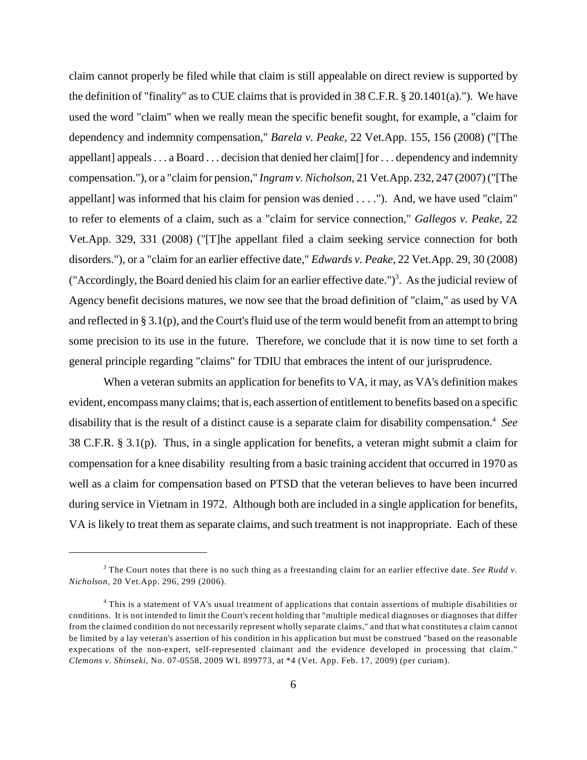claim cannot properly be filed while that claim is still appealable on direct review is supported by the definition of "finality" as to CUE claims that is provided in 38 C.F.R. § 20.1401(a)."). We have used the word "claim" when we really mean the specific benefit sought, for example, a "claim for dependency and indemnity compensation," *Barela v. Peake*, 22 Vet.App. 155, 156 (2008) ("[The appellant] appeals . . . a Board . . . decision that denied her claim[] for . . . dependency and indemnity compensation."), or a "claim for pension," *Ingram v. Nicholson*, 21 Vet.App. 232, 247 (2007) ("[The appellant] was informed that his claim for pension was denied . . . ."). And, we have used "claim" to refer to elements of a claim, such as a "claim for service connection," *Gallegos v. Peake*, 22 Vet.App. 329, 331 (2008) ("[T]he appellant filed a claim seeking service connection for both disorders."), or a "claim for an earlier effective date," *Edwards v. Peake*, 22 Vet.App. 29, 30 (2008) ("Accordingly, the Board denied his claim for an earlier effective date.")[3]. As the judicial review of Agency benefit decisions matures, we now see that the broad definition of "claim," as used by VA and reflected in § 3.1(p), and the Court's fluid use of the term would benefit from an attempt to bring some precision to its use in the future. Therefore, we conclude that it is now time to set forth a general principle regarding "claims" for TDIU that embraces the intent of our jurisprudence.

When a veteran submits an application for benefits to VA, it may, as VA's definition makes evident, encompass many claims; that is, each assertion of entitlement to benefits based on a specific disability that is the result of a distinct cause is a separate claim for disability compensation.[4] *See* 38 C.F.R. § 3.1(p). Thus, in a single application for benefits, a veteran might submit a claim for compensation for a knee disability resulting from a basic training accident that occurred in 1970 as well as a claim for compensation based on PTSD that the veteran believes to have been incurred during service in Vietnam in 1972. Although both are included in a single application for benefits, VA is likely to treat them as separate claims, and such treatment is not inappropriate. Each of these

---

[3] The Court notes that there is no such thing as a freestanding claim for an earlier effective date. *See Rudd v. Nicholson*, 20 Vet.App. 296, 299 (2006).

[4] This is a statement of VA's usual treatment of applications that contain assertions of multiple disabilities or conditions. It is not intended to limit the Court's recent holding that "multiple medical diagnoses or diagnoses that differ from the claimed condition do not necessarily represent wholly separate claims," and that what constitutes a claim cannot be limited by a lay veteran's assertion of his condition in his application but must be construed "based on the reasonable expecations of the non-expert, self-represented claimant and the evidence developed in processing that claim." *Clemons v. Shinseki*, No. 07-0558, 2009 WL 899773, at *4 (Vet. App. Feb. 17, 2009) (per curiam).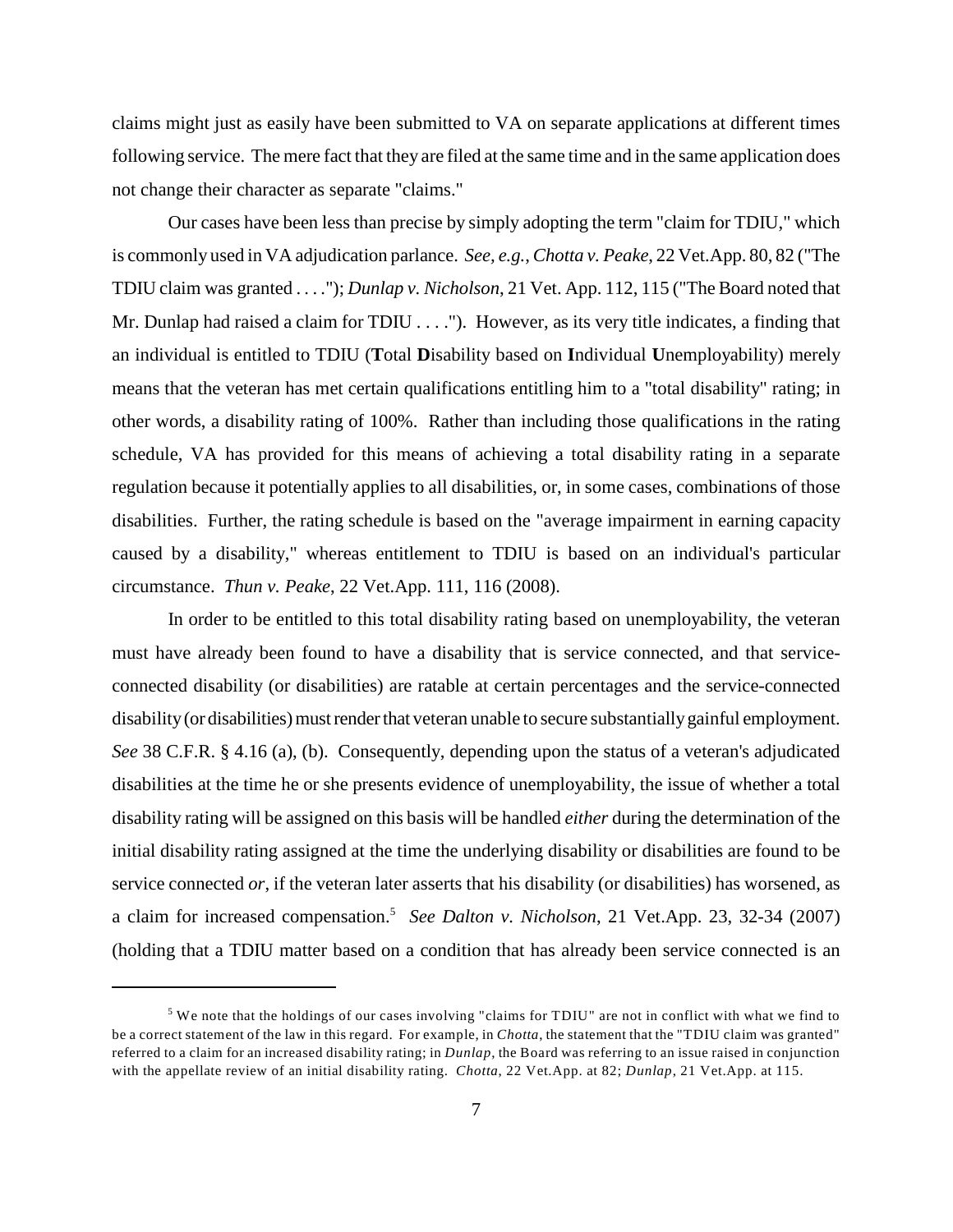claims might just as easily have been submitted to VA on separate applications at different times following service. The mere fact that they are filed at the same time and in the same application does not change their character as separate "claims."

Our cases have been less than precise by simply adopting the term "claim for TDIU," which is commonly used in VA adjudication parlance. *See, e.g.*, *Chotta v. Peake*, 22 Vet.App. 80, 82 ("The TDIU claim was granted . . . ."); *Dunlap v. Nicholson*, 21 Vet. App. 112, 115 ("The Board noted that Mr. Dunlap had raised a claim for TDIU . . . ."). However, as its very title indicates, a finding that an individual is entitled to TDIU (**T**otal **D**isability based on **I**ndividual **U**nemployability) merely means that the veteran has met certain qualifications entitling him to a "total disability" rating; in other words, a disability rating of 100%. Rather than including those qualifications in the rating schedule, VA has provided for this means of achieving a total disability rating in a separate regulation because it potentially applies to all disabilities, or, in some cases, combinations of those disabilities. Further, the rating schedule is based on the "average impairment in earning capacity caused by a disability," whereas entitlement to TDIU is based on an individual's particular circumstance. *Thun v. Peake*, 22 Vet.App. 111, 116 (2008).

In order to be entitled to this total disability rating based on unemployability, the veteran must have already been found to have a disability that is service connected, and that service-connected disability (or disabilities) are ratable at certain percentages and the service-connected disability (or disabilities) must render that veteran unable to secure substantially gainful employment. *See* 38 C.F.R. § 4.16 (a), (b). Consequently, depending upon the status of a veteran's adjudicated disabilities at the time he or she presents evidence of unemployability, the issue of whether a total disability rating will be assigned on this basis will be handled *either* during the determination of the initial disability rating assigned at the time the underlying disability or disabilities are found to be service connected *or*, if the veteran later asserts that his disability (or disabilities) has worsened, as a claim for increased compensation.[5] *See Dalton v. Nicholson*, 21 Vet.App. 23, 32-34 (2007) (holding that a TDIU matter based on a condition that has already been service connected is an

[5] We note that the holdings of our cases involving "claims for TDIU" are not in conflict with what we find to be a correct statement of the law in this regard. For example, in *Chotta*, the statement that the "TDIU claim was granted" referred to a claim for an increased disability rating; in *Dunlap*, the Board was referring to an issue raised in conjunction with the appellate review of an initial disability rating. *Chotta*, 22 Vet.App. at 82; *Dunlap*, 21 Vet.App. at 115.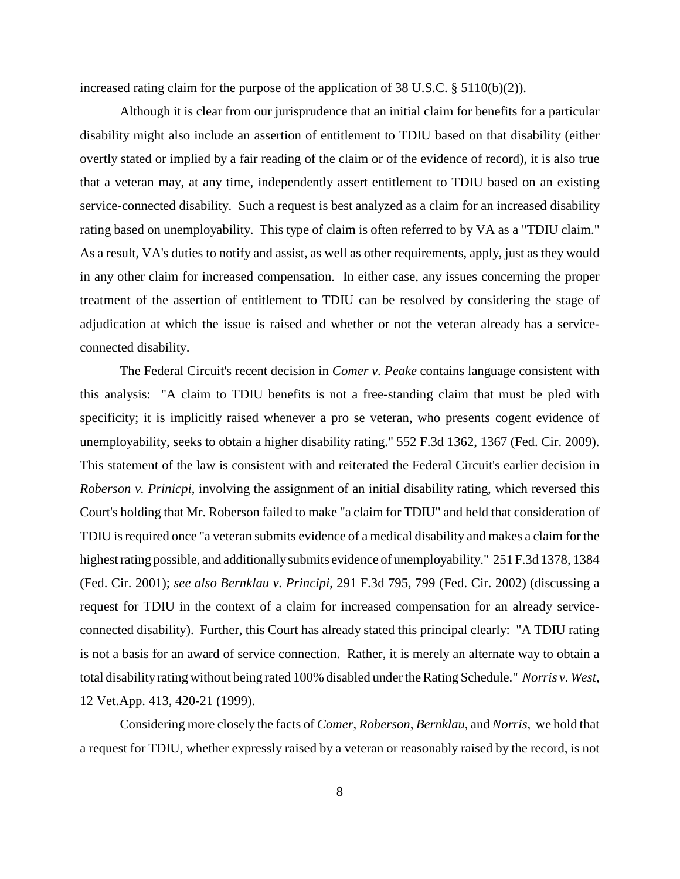increased rating claim for the purpose of the application of 38 U.S.C. § 5110(b)(2)).

Although it is clear from our jurisprudence that an initial claim for benefits for a particular disability might also include an assertion of entitlement to TDIU based on that disability (either overtly stated or implied by a fair reading of the claim or of the evidence of record), it is also true that a veteran may, at any time, independently assert entitlement to TDIU based on an existing service-connected disability. Such a request is best analyzed as a claim for an increased disability rating based on unemployability. This type of claim is often referred to by VA as a "TDIU claim." As a result, VA's duties to notify and assist, as well as other requirements, apply, just as they would in any other claim for increased compensation. In either case, any issues concerning the proper treatment of the assertion of entitlement to TDIU can be resolved by considering the stage of adjudication at which the issue is raised and whether or not the veteran already has a service-connected disability.

The Federal Circuit's recent decision in *Comer v. Peake* contains language consistent with this analysis: "A claim to TDIU benefits is not a free-standing claim that must be pled with specificity; it is implicitly raised whenever a pro se veteran, who presents cogent evidence of unemployability, seeks to obtain a higher disability rating." 552 F.3d 1362, 1367 (Fed. Cir. 2009). This statement of the law is consistent with and reiterated the Federal Circuit's earlier decision in *Roberson v. Prinicpi*, involving the assignment of an initial disability rating, which reversed this Court's holding that Mr. Roberson failed to make "a claim for TDIU" and held that consideration of TDIU is required once "a veteran submits evidence of a medical disability and makes a claim for the highest rating possible, and additionally submits evidence of unemployability." 251 F.3d 1378, 1384 (Fed. Cir. 2001); *see also Bernklau v. Principi*, 291 F.3d 795, 799 (Fed. Cir. 2002) (discussing a request for TDIU in the context of a claim for increased compensation for an already service-connected disability). Further, this Court has already stated this principal clearly: "A TDIU rating is not a basis for an award of service connection. Rather, it is merely an alternate way to obtain a total disability rating without being rated 100% disabled under the Rating Schedule." *Norris v. West*, 12 Vet.App. 413, 420-21 (1999).

Considering more closely the facts of *Comer*, *Roberson*, *Bernklau*, and *Norris*, we hold that a request for TDIU, whether expressly raised by a veteran or reasonably raised by the record, is not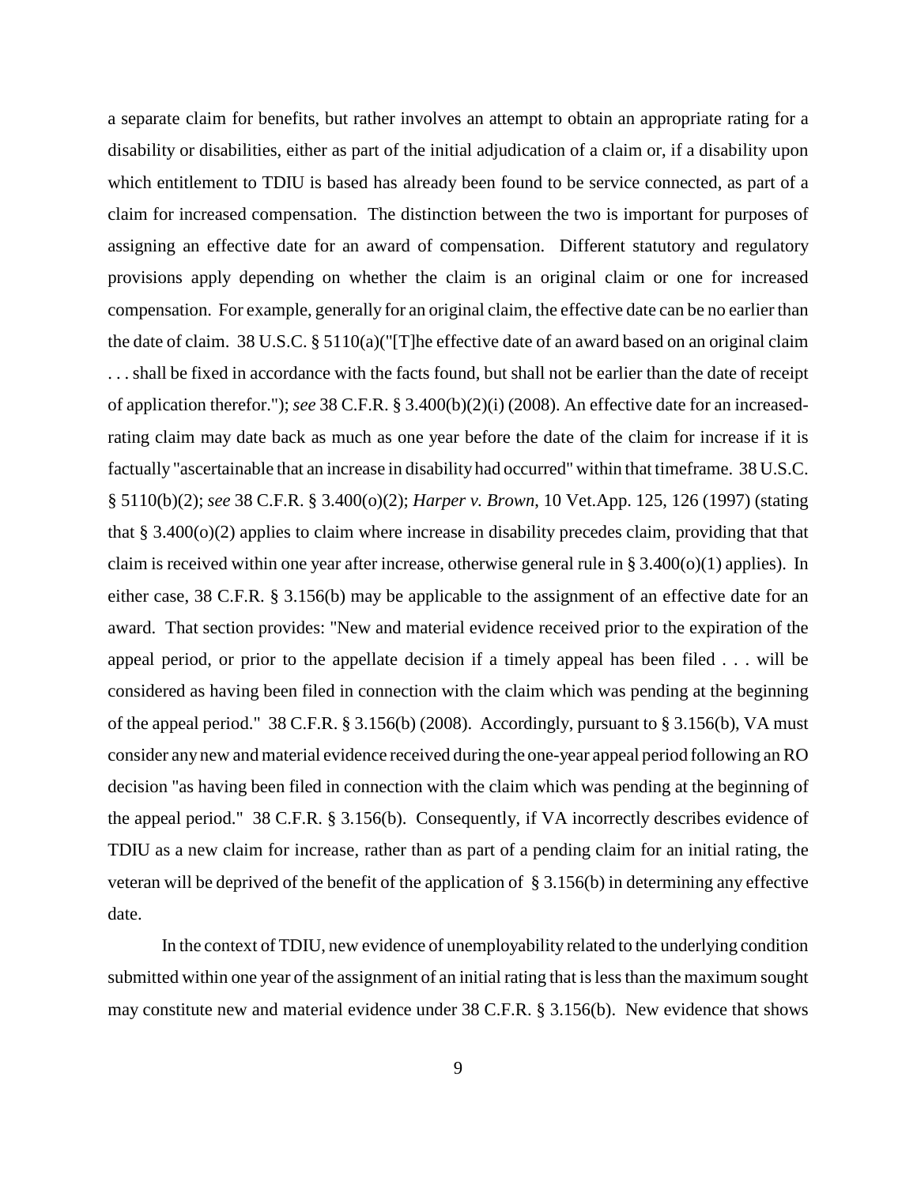a separate claim for benefits, but rather involves an attempt to obtain an appropriate rating for a disability or disabilities, either as part of the initial adjudication of a claim or, if a disability upon which entitlement to TDIU is based has already been found to be service connected, as part of a claim for increased compensation. The distinction between the two is important for purposes of assigning an effective date for an award of compensation. Different statutory and regulatory provisions apply depending on whether the claim is an original claim or one for increased compensation. For example, generally for an original claim, the effective date can be no earlier than the date of claim. 38 U.S.C. § 5110(a)("[T]he effective date of an award based on an original claim . . . shall be fixed in accordance with the facts found, but shall not be earlier than the date of receipt of application therefor."); *see* 38 C.F.R. § 3.400(b)(2)(i) (2008). An effective date for an increased-rating claim may date back as much as one year before the date of the claim for increase if it is factually "ascertainable that an increase in disability had occurred" within that timeframe. 38 U.S.C. § 5110(b)(2); *see* 38 C.F.R. § 3.400(o)(2); *Harper v. Brown*, 10 Vet.App. 125, 126 (1997) (stating that § 3.400(o)(2) applies to claim where increase in disability precedes claim, providing that that claim is received within one year after increase, otherwise general rule in § 3.400(o)(1) applies). In either case, 38 C.F.R. § 3.156(b) may be applicable to the assignment of an effective date for an award. That section provides: "New and material evidence received prior to the expiration of the appeal period, or prior to the appellate decision if a timely appeal has been filed . . . will be considered as having been filed in connection with the claim which was pending at the beginning of the appeal period." 38 C.F.R. § 3.156(b) (2008). Accordingly, pursuant to § 3.156(b), VA must consider any new and material evidence received during the one-year appeal period following an RO decision "as having been filed in connection with the claim which was pending at the beginning of the appeal period." 38 C.F.R. § 3.156(b). Consequently, if VA incorrectly describes evidence of TDIU as a new claim for increase, rather than as part of a pending claim for an initial rating, the veteran will be deprived of the benefit of the application of § 3.156(b) in determining any effective date.

In the context of TDIU, new evidence of unemployability related to the underlying condition submitted within one year of the assignment of an initial rating that is less than the maximum sought may constitute new and material evidence under 38 C.F.R. § 3.156(b). New evidence that shows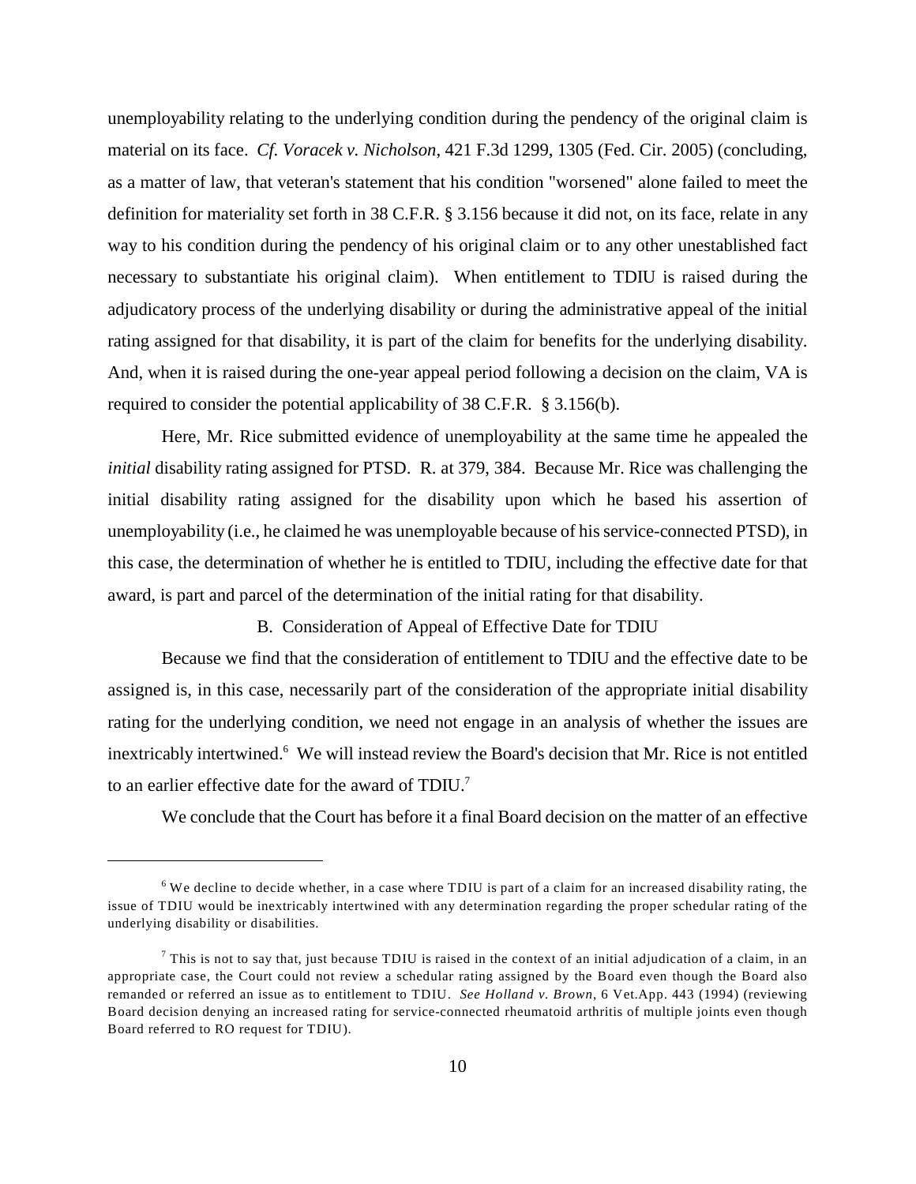unemployability relating to the underlying condition during the pendency of the original claim is material on its face. *Cf. Voracek v. Nicholson*, 421 F.3d 1299, 1305 (Fed. Cir. 2005) (concluding, as a matter of law, that veteran's statement that his condition "worsened" alone failed to meet the definition for materiality set forth in 38 C.F.R. § 3.156 because it did not, on its face, relate in any way to his condition during the pendency of his original claim or to any other unestablished fact necessary to substantiate his original claim). When entitlement to TDIU is raised during the adjudicatory process of the underlying disability or during the administrative appeal of the initial rating assigned for that disability, it is part of the claim for benefits for the underlying disability. And, when it is raised during the one-year appeal period following a decision on the claim, VA is required to consider the potential applicability of 38 C.F.R. § 3.156(b).

Here, Mr. Rice submitted evidence of unemployability at the same time he appealed the *initial* disability rating assigned for PTSD. R. at 379, 384. Because Mr. Rice was challenging the initial disability rating assigned for the disability upon which he based his assertion of unemployability (i.e., he claimed he was unemployable because of his service-connected PTSD), in this case, the determination of whether he is entitled to TDIU, including the effective date for that award, is part and parcel of the determination of the initial rating for that disability.

### B. Consideration of Appeal of Effective Date for TDIU

Because we find that the consideration of entitlement to TDIU and the effective date to be assigned is, in this case, necessarily part of the consideration of the appropriate initial disability rating for the underlying condition, we need not engage in an analysis of whether the issues are inextricably intertwined.[6] We will instead review the Board's decision that Mr. Rice is not entitled to an earlier effective date for the award of TDIU.[7]

We conclude that the Court has before it a final Board decision on the matter of an effective

---

[6] We decline to decide whether, in a case where TDIU is part of a claim for an increased disability rating, the issue of TDIU would be inextricably intertwined with any determination regarding the proper schedular rating of the underlying disability or disabilities.

[7] This is not to say that, just because TDIU is raised in the context of an initial adjudication of a claim, in an appropriate case, the Court could not review a schedular rating assigned by the Board even though the Board also remanded or referred an issue as to entitlement to TDIU. *See Holland v. Brown*, 6 Vet.App. 443 (1994) (reviewing Board decision denying an increased rating for service-connected rheumatoid arthritis of multiple joints even though Board referred to RO request for TDIU).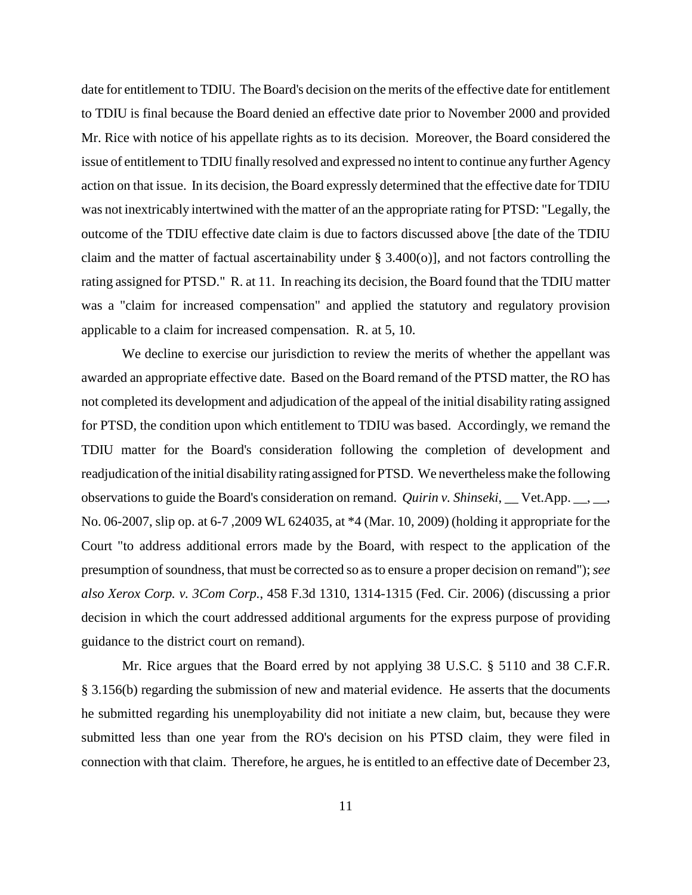date for entitlement to TDIU. The Board's decision on the merits of the effective date for entitlement to TDIU is final because the Board denied an effective date prior to November 2000 and provided Mr. Rice with notice of his appellate rights as to its decision. Moreover, the Board considered the issue of entitlement to TDIU finally resolved and expressed no intent to continue any further Agency action on that issue. In its decision, the Board expressly determined that the effective date for TDIU was not inextricably intertwined with the matter of an the appropriate rating for PTSD: "Legally, the outcome of the TDIU effective date claim is due to factors discussed above [the date of the TDIU claim and the matter of factual ascertainability under § 3.400(o)], and not factors controlling the rating assigned for PTSD." R. at 11. In reaching its decision, the Board found that the TDIU matter was a "claim for increased compensation" and applied the statutory and regulatory provision applicable to a claim for increased compensation. R. at 5, 10.

We decline to exercise our jurisdiction to review the merits of whether the appellant was awarded an appropriate effective date. Based on the Board remand of the PTSD matter, the RO has not completed its development and adjudication of the appeal of the initial disability rating assigned for PTSD, the condition upon which entitlement to TDIU was based. Accordingly, we remand the TDIU matter for the Board's consideration following the completion of development and readjudication of the initial disability rating assigned for PTSD. We nevertheless make the following observations to guide the Board's consideration on remand. *Quirin v. Shinseki*, __ Vet.App. __, __, No. 06-2007, slip op. at 6-7 ,2009 WL 624035, at *4 (Mar. 10, 2009) (holding it appropriate for the Court "to address additional errors made by the Board, with respect to the application of the presumption of soundness, that must be corrected so as to ensure a proper decision on remand"); *see also Xerox Corp. v. 3Com Corp.*, 458 F.3d 1310, 1314-1315 (Fed. Cir. 2006) (discussing a prior decision in which the court addressed additional arguments for the express purpose of providing guidance to the district court on remand).

Mr. Rice argues that the Board erred by not applying 38 U.S.C. § 5110 and 38 C.F.R. § 3.156(b) regarding the submission of new and material evidence. He asserts that the documents he submitted regarding his unemployability did not initiate a new claim, but, because they were submitted less than one year from the RO's decision on his PTSD claim, they were filed in connection with that claim. Therefore, he argues, he is entitled to an effective date of December 23,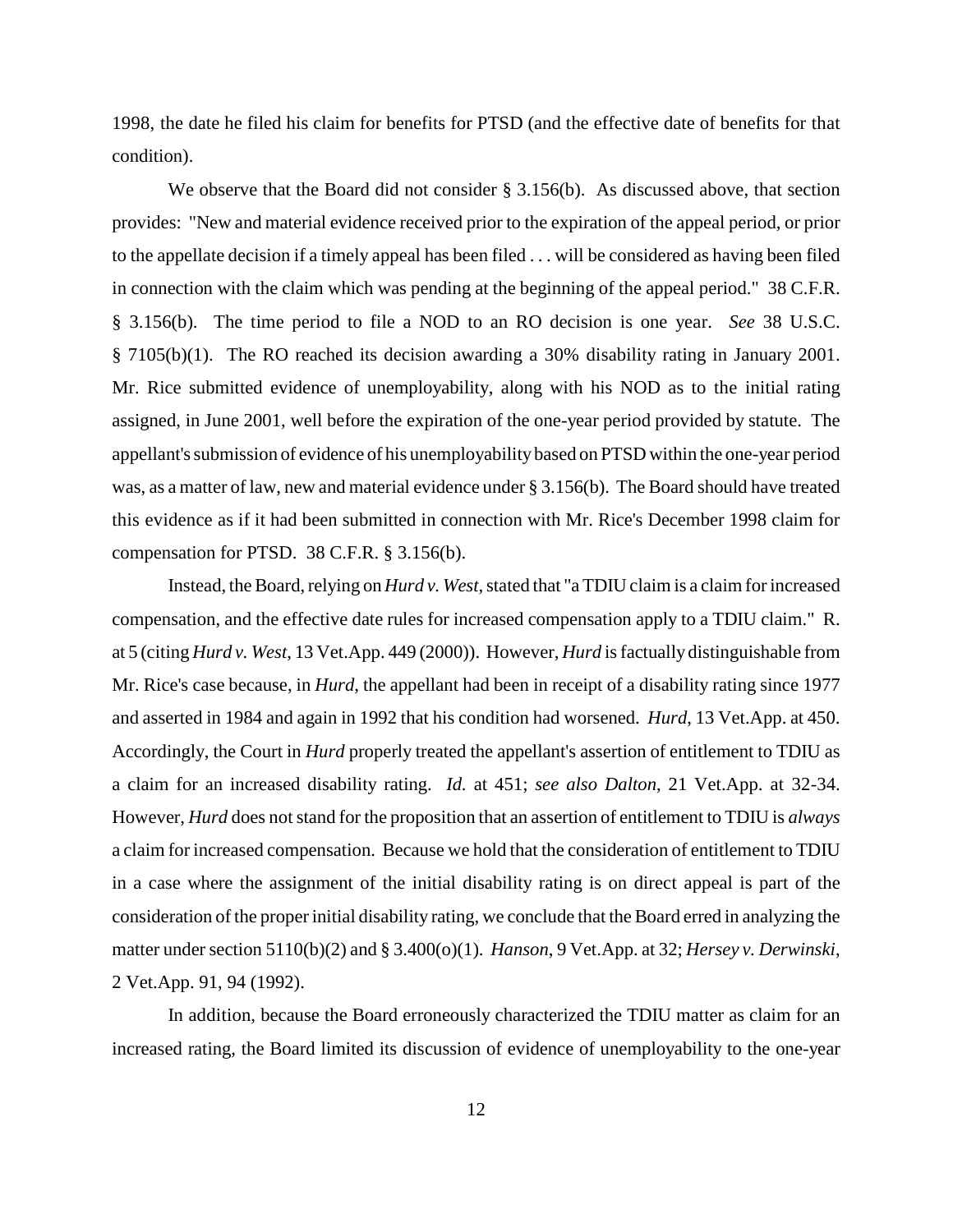1998, the date he filed his claim for benefits for PTSD (and the effective date of benefits for that condition).

We observe that the Board did not consider § 3.156(b). As discussed above, that section provides: "New and material evidence received prior to the expiration of the appeal period, or prior to the appellate decision if a timely appeal has been filed . . . will be considered as having been filed in connection with the claim which was pending at the beginning of the appeal period." 38 C.F.R. § 3.156(b). The time period to file a NOD to an RO decision is one year. *See* 38 U.S.C. § 7105(b)(1). The RO reached its decision awarding a 30% disability rating in January 2001. Mr. Rice submitted evidence of unemployability, along with his NOD as to the initial rating assigned, in June 2001, well before the expiration of the one-year period provided by statute. The appellant's submission of evidence of his unemployability based on PTSD within the one-year period was, as a matter of law, new and material evidence under § 3.156(b). The Board should have treated this evidence as if it had been submitted in connection with Mr. Rice's December 1998 claim for compensation for PTSD. 38 C.F.R. § 3.156(b).

Instead, the Board, relying on *Hurd v. West*, stated that "a TDIU claim is a claim for increased compensation, and the effective date rules for increased compensation apply to a TDIU claim." R. at 5 (citing *Hurd v. West*, 13 Vet.App. 449 (2000)). However, *Hurd* is factually distinguishable from Mr. Rice's case because, in *Hurd*, the appellant had been in receipt of a disability rating since 1977 and asserted in 1984 and again in 1992 that his condition had worsened. *Hurd*, 13 Vet.App. at 450. Accordingly, the Court in *Hurd* properly treated the appellant's assertion of entitlement to TDIU as a claim for an increased disability rating. *Id.* at 451; *see also Dalton*, 21 Vet.App. at 32-34. However, *Hurd* does not stand for the proposition that an assertion of entitlement to TDIU is *always* a claim for increased compensation. Because we hold that the consideration of entitlement to TDIU in a case where the assignment of the initial disability rating is on direct appeal is part of the consideration of the proper initial disability rating, we conclude that the Board erred in analyzing the matter under section 5110(b)(2) and § 3.400(o)(1). *Hanson*, 9 Vet.App. at 32; *Hersey v. Derwinski*, 2 Vet.App. 91, 94 (1992).

In addition, because the Board erroneously characterized the TDIU matter as claim for an increased rating, the Board limited its discussion of evidence of unemployability to the one-year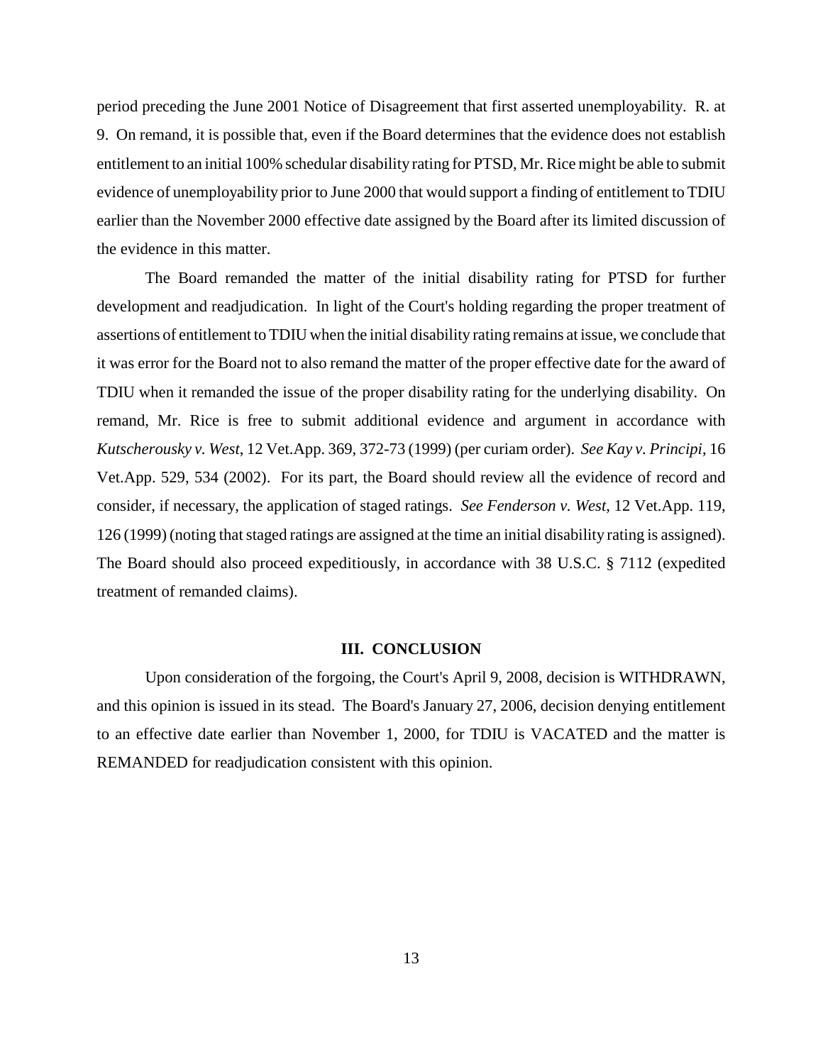period preceding the June 2001 Notice of Disagreement that first asserted unemployability. R. at 9. On remand, it is possible that, even if the Board determines that the evidence does not establish entitlement to an initial 100% schedular disability rating for PTSD, Mr. Rice might be able to submit evidence of unemployability prior to June 2000 that would support a finding of entitlement to TDIU earlier than the November 2000 effective date assigned by the Board after its limited discussion of the evidence in this matter.

The Board remanded the matter of the initial disability rating for PTSD for further development and readjudication. In light of the Court's holding regarding the proper treatment of assertions of entitlement to TDIU when the initial disability rating remains at issue, we conclude that it was error for the Board not to also remand the matter of the proper effective date for the award of TDIU when it remanded the issue of the proper disability rating for the underlying disability. On remand, Mr. Rice is free to submit additional evidence and argument in accordance with *Kutscherousky v. West*, 12 Vet.App. 369, 372-73 (1999) (per curiam order). *See Kay v. Principi*, 16 Vet.App. 529, 534 (2002). For its part, the Board should review all the evidence of record and consider, if necessary, the application of staged ratings. *See Fenderson v. West*, 12 Vet.App. 119, 126 (1999) (noting that staged ratings are assigned at the time an initial disability rating is assigned). The Board should also proceed expeditiously, in accordance with 38 U.S.C. § 7112 (expedited treatment of remanded claims).

## III. CONCLUSION

Upon consideration of the forgoing, the Court's April 9, 2008, decision is WITHDRAWN, and this opinion is issued in its stead. The Board's January 27, 2006, decision denying entitlement to an effective date earlier than November 1, 2000, for TDIU is VACATED and the matter is REMANDED for readjudication consistent with this opinion.